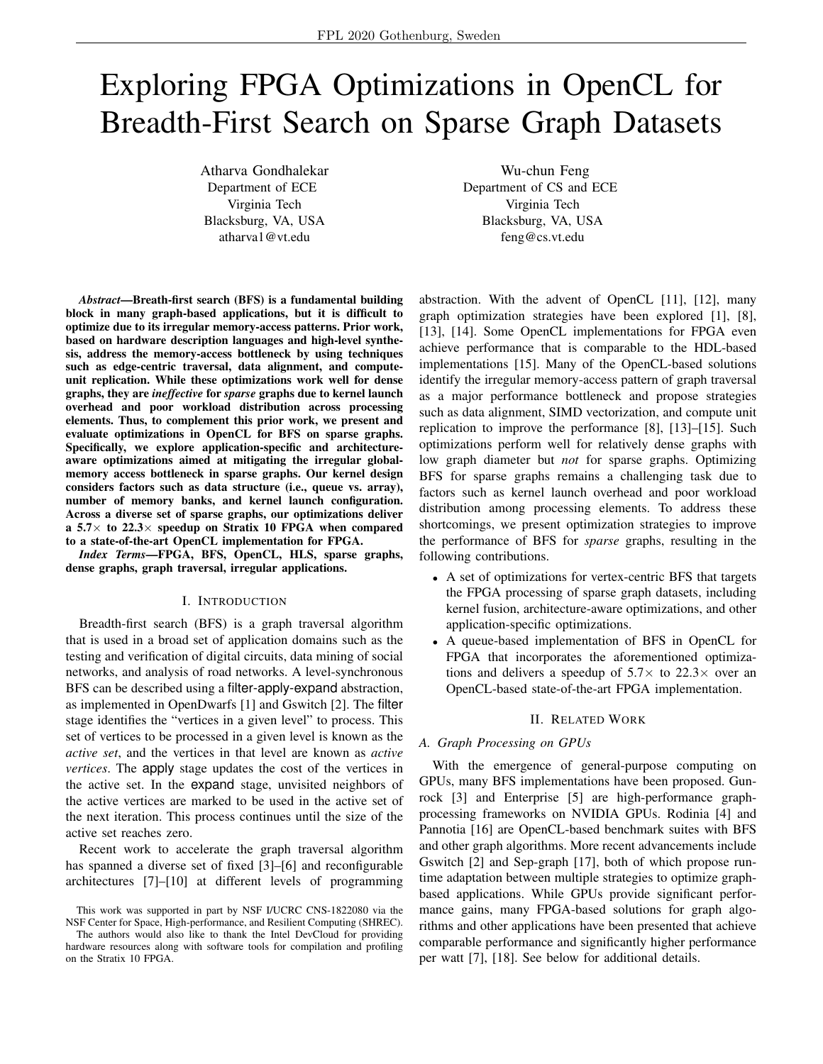# Exploring FPGA Optimizations in OpenCL for Breadth-First Search on Sparse Graph Datasets

Atharva Gondhalekar
Department of ECE
Virginia Tech
Blacksburg, VA, USA
atharva1@vt.edu

Wu-chun Feng
Department of CS and ECE
Virginia Tech
Blacksburg, VA, USA
feng@cs.vt.edu

***Abstract*—Breath-first search (BFS) is a fundamental building block in many graph-based applications, but it is difficult to optimize due to its irregular memory-access patterns. Prior work, based on hardware description languages and high-level synthesis, address the memory-access bottleneck by using techniques such as edge-centric traversal, data alignment, and compute-unit replication. While these optimizations work well for dense graphs, they are *ineffective* for *sparse* graphs due to kernel launch overhead and poor workload distribution across processing elements. Thus, to complement this prior work, we present and evaluate optimizations in OpenCL for BFS on sparse graphs. Specifically, we explore application-specific and architecture-aware optimizations aimed at mitigating the irregular global-memory access bottleneck in sparse graphs. Our kernel design considers factors such as data structure (i.e., queue vs. array), number of memory banks, and kernel launch configuration. Across a diverse set of sparse graphs, our optimizations deliver a 5.7× to 22.3× speedup on Stratix 10 FPGA when compared to a state-of-the-art OpenCL implementation for FPGA.**

***Index Terms*—FPGA, BFS, OpenCL, HLS, sparse graphs, dense graphs, graph traversal, irregular applications.**

## I. Introduction

Breadth-first search (BFS) is a graph traversal algorithm that is used in a broad set of application domains such as the testing and verification of digital circuits, data mining of social networks, and analysis of road networks. A level-synchronous BFS can be described using a filter-apply-expand abstraction, as implemented in OpenDwarfs [1] and Gswitch [2]. The filter stage identifies the "vertices in a given level" to process. This set of vertices to be processed in a given level is known as the *active set*, and the vertices in that level are known as *active vertices*. The apply stage updates the cost of the vertices in the active set. In the expand stage, unvisited neighbors of the active vertices are marked to be used in the active set of the next iteration. This process continues until the size of the active set reaches zero.

Recent work to accelerate the graph traversal algorithm has spanned a diverse set of fixed [3]–[6] and reconfigurable architectures [7]–[10] at different levels of programming abstraction. With the advent of OpenCL [11], [12], many graph optimization strategies have been explored [1], [8], [13], [14]. Some OpenCL implementations for FPGA even achieve performance that is comparable to the HDL-based implementations [15]. Many of the OpenCL-based solutions identify the irregular memory-access pattern of graph traversal as a major performance bottleneck and propose strategies such as data alignment, SIMD vectorization, and compute unit replication to improve the performance [8], [13]–[15]. Such optimizations perform well for relatively dense graphs with low graph diameter but *not* for sparse graphs. Optimizing BFS for sparse graphs remains a challenging task due to factors such as kernel launch overhead and poor workload distribution among processing elements. To address these shortcomings, we present optimization strategies to improve the performance of BFS for *sparse* graphs, resulting in the following contributions.

- A set of optimizations for vertex-centric BFS that targets the FPGA processing of sparse graph datasets, including kernel fusion, architecture-aware optimizations, and other application-specific optimizations.
- A queue-based implementation of BFS in OpenCL for FPGA that incorporates the aforementioned optimizations and delivers a speedup of 5.7× to 22.3× over an OpenCL-based state-of-the-art FPGA implementation.

## II. Related Work

### A. Graph Processing on GPUs

With the emergence of general-purpose computing on GPUs, many BFS implementations have been proposed. Gunrock [3] and Enterprise [5] are high-performance graph-processing frameworks on NVIDIA GPUs. Rodinia [4] and Pannotia [16] are OpenCL-based benchmark suites with BFS and other graph algorithms. More recent advancements include Gswitch [2] and Sep-graph [17], both of which propose runtime adaptation between multiple strategies to optimize graph-based applications. While GPUs provide significant performance gains, many FPGA-based solutions for graph algorithms and other applications have been presented that achieve comparable performance and significantly higher performance per watt [7], [18]. See below for additional details.

This work was supported in part by NSF I/UCRC CNS-1822080 via the NSF Center for Space, High-performance, and Resilient Computing (SHREC).

The authors would also like to thank the Intel DevCloud for providing hardware resources along with software tools for compilation and profiling on the Stratix 10 FPGA.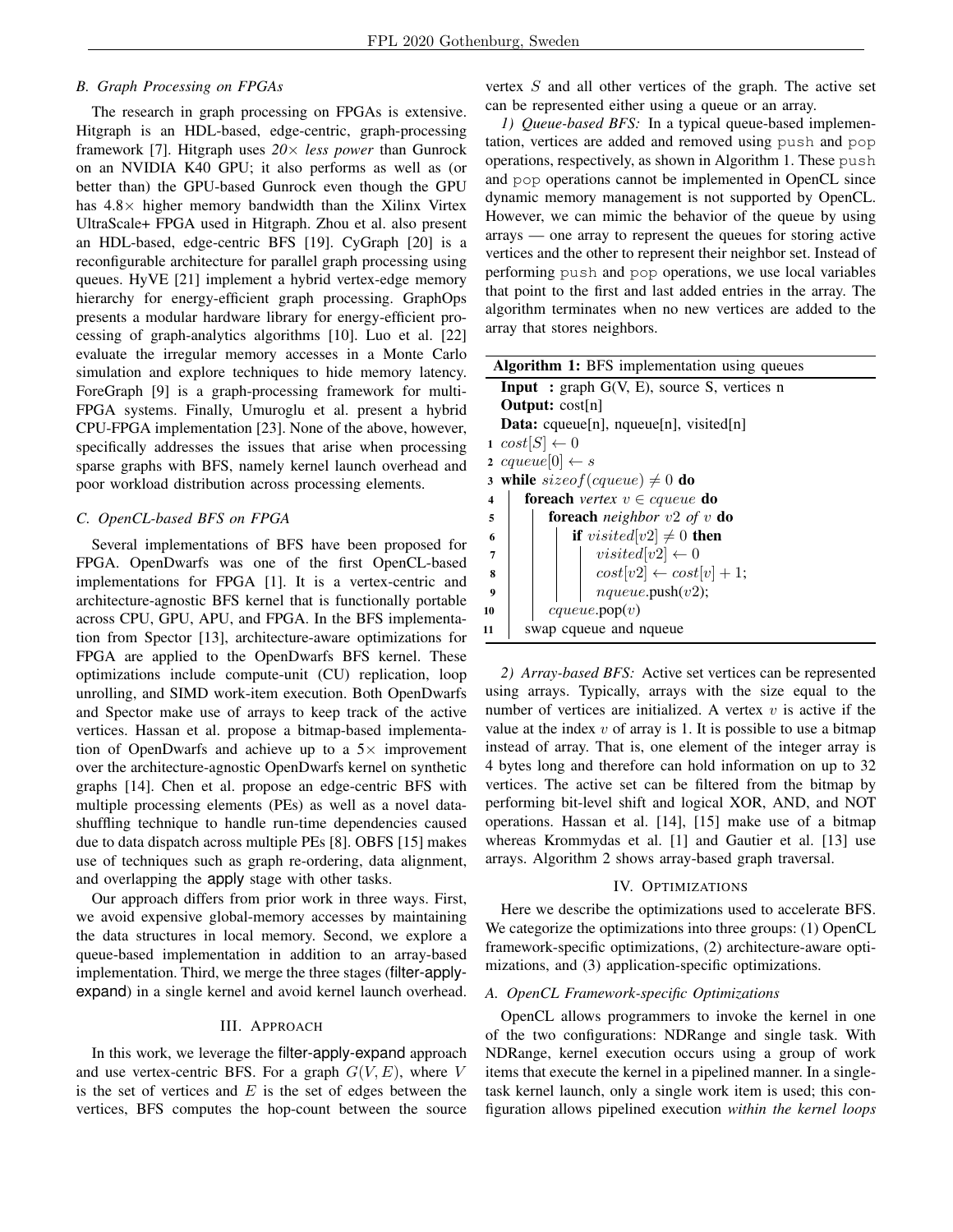### B. Graph Processing on FPGAs

The research in graph processing on FPGAs is extensive. Hitgraph is an HDL-based, edge-centric, graph-processing framework [7]. Hitgraph uses *20× less power* than Gunrock on an NVIDIA K40 GPU; it also performs as well as (or better than) the GPU-based Gunrock even though the GPU has 4.8× higher memory bandwidth than the Xilinx Virtex UltraScale+ FPGA used in Hitgraph. Zhou et al. also present an HDL-based, edge-centric BFS [19]. CyGraph [20] is a reconfigurable architecture for parallel graph processing using queues. HyVE [21] implement a hybrid vertex-edge memory hierarchy for energy-efficient graph processing. GraphOps presents a modular hardware library for energy-efficient processing of graph-analytics algorithms [10]. Luo et al. [22] evaluate the irregular memory accesses in a Monte Carlo simulation and explore techniques to hide memory latency. ForeGraph [9] is a graph-processing framework for multi-FPGA systems. Finally, Umuroglu et al. present a hybrid CPU-FPGA implementation [23]. None of the above, however, specifically addresses the issues that arise when processing sparse graphs with BFS, namely kernel launch overhead and poor workload distribution across processing elements.

### C. OpenCL-based BFS on FPGA

Several implementations of BFS have been proposed for FPGA. OpenDwarfs was one of the first OpenCL-based implementations for FPGA [1]. It is a vertex-centric and architecture-agnostic BFS kernel that is functionally portable across CPU, GPU, APU, and FPGA. In the BFS implementation from Spector [13], architecture-aware optimizations for FPGA are applied to the OpenDwarfs BFS kernel. These optimizations include compute-unit (CU) replication, loop unrolling, and SIMD work-item execution. Both OpenDwarfs and Spector make use of arrays to keep track of the active vertices. Hassan et al. propose a bitmap-based implementation of OpenDwarfs and achieve up to a 5× improvement over the architecture-agnostic OpenDwarfs kernel on synthetic graphs [14]. Chen et al. propose an edge-centric BFS with multiple processing elements (PEs) as well as a novel data-shuffling technique to handle run-time dependencies caused due to data dispatch across multiple PEs [8]. OBFS [15] makes use of techniques such as graph re-ordering, data alignment, and overlapping the apply stage with other tasks.

Our approach differs from prior work in three ways. First, we avoid expensive global-memory accesses by maintaining the data structures in local memory. Second, we explore a queue-based implementation in addition to an array-based implementation. Third, we merge the three stages (filter-apply-expand) in a single kernel and avoid kernel launch overhead.

## III. Approach

In this work, we leverage the filter-apply-expand approach and use vertex-centric BFS. For a graph $G(V, E)$, where $V$ is the set of vertices and $E$ is the set of edges between the vertices, BFS computes the hop-count between the source vertex $S$ and all other vertices of the graph. The active set can be represented either using a queue or an array.

*1) Queue-based BFS:* In a typical queue-based implementation, vertices are added and removed using `push` and `pop` operations, respectively, as shown in Algorithm 1. These `push` and `pop` operations cannot be implemented in OpenCL since dynamic memory management is not supported by OpenCL. However, we can mimic the behavior of the queue by using arrays — one array to represent the queues for storing active vertices and the other to represent their neighbor set. Instead of performing `push` and `pop` operations, we use local variables that point to the first and last added entries in the array. The algorithm terminates when no new vertices are added to the array that stores neighbors.

**Algorithm 1:** BFS implementation using queues

**Input :** graph G(V, E), source S, vertices n
**Output:** cost[n]
**Data:** cqueue[n], nqueue[n], visited[n]

1. $cost[S] \leftarrow 0$
2. $cqueue[0] \leftarrow s$
3. **while** $sizeof(cqueue) \neq 0$ **do**
4.   **foreach** *vertex* $v \in cqueue$ **do**
5.     **foreach** *neighbor* $v2$ *of* $v$ **do**
6.       **if** $visited[v2] \neq 0$ **then**
7.         $visited[v2] \leftarrow 0$
8.         $cost[v2] \leftarrow cost[v] + 1;$
9.         $nqueue$.push($v2$);
10.     $cqueue$.pop($v$)
11.   swap cqueue and nqueue

*2) Array-based BFS:* Active set vertices can be represented using arrays. Typically, arrays with the size equal to the number of vertices are initialized. A vertex $v$ is active if the value at the index $v$ of array is 1. It is possible to use a bitmap instead of array. That is, one element of the integer array is 4 bytes long and therefore can hold information on up to 32 vertices. The active set can be filtered from the bitmap by performing bit-level shift and logical XOR, AND, and NOT operations. Hassan et al. [14], [15] make use of a bitmap whereas Krommydas et al. [1] and Gautier et al. [13] use arrays. Algorithm 2 shows array-based graph traversal.

## IV. Optimizations

Here we describe the optimizations used to accelerate BFS. We categorize the optimizations into three groups: (1) OpenCL framework-specific optimizations, (2) architecture-aware optimizations, and (3) application-specific optimizations.

### A. OpenCL Framework-specific Optimizations

OpenCL allows programmers to invoke the kernel in one of the two configurations: NDRange and single task. With NDRange, kernel execution occurs using a group of work items that execute the kernel in a pipelined manner. In a single-task kernel launch, only a single work item is used; this configuration allows pipelined execution *within the kernel loops*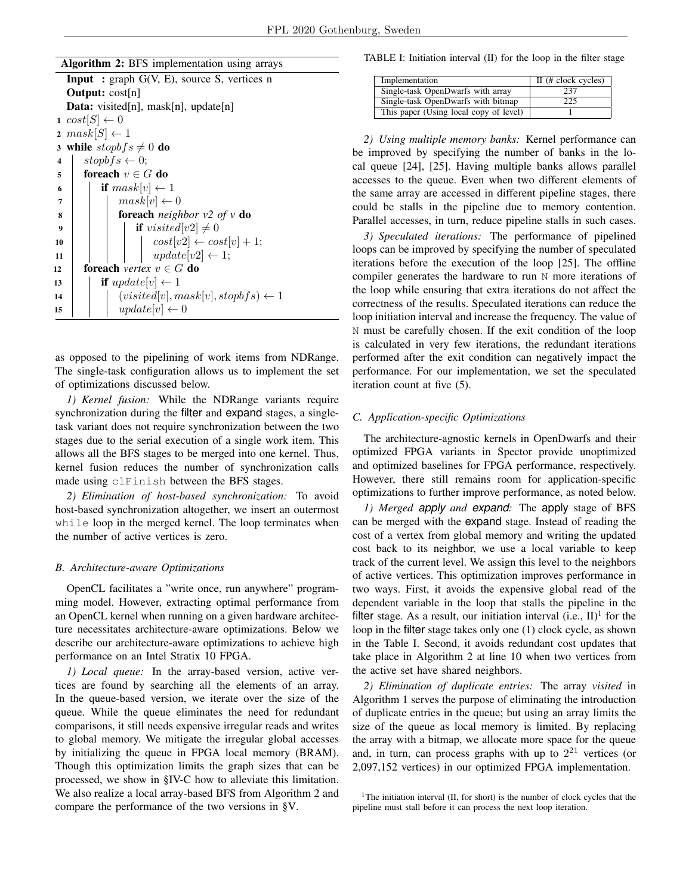**Algorithm 2:** BFS implementation using arrays

```
Input  : graph G(V, E), source S, vertices n
Output: cost[n]
Data: visited[n], mask[n], update[n]
1  cost[S] ← 0
2  mask[S] ← 1
3  while stopbfs ≠ 0 do
4      stopbfs ← 0;
5      foreach v ∈ G do
6          if mask[v] ← 1
7              mask[v] ← 0
8              foreach neighbor v2 of v do
9                  if visited[v2] ≠ 0
10                     cost[v2] ← cost[v] + 1;
11                     update[v2] ← 1;
12     foreach vertex v ∈ G do
13         if update[v] ← 1
14             (visited[v], mask[v], stopbfs) ← 1
15             update[v] ← 0
```

as opposed to the pipelining of work items from NDRange. The single-task configuration allows us to implement the set of optimizations discussed below.

*1) Kernel fusion:* While the NDRange variants require synchronization during the filter and expand stages, a single-task variant does not require synchronization between the two stages due to the serial execution of a single work item. This allows all the BFS stages to be merged into one kernel. Thus, kernel fusion reduces the number of synchronization calls made using `clFinish` between the BFS stages.

*2) Elimination of host-based synchronization:* To avoid host-based synchronization altogether, we insert an outermost `while` loop in the merged kernel. The loop terminates when the number of active vertices is zero.

### *B. Architecture-aware Optimizations*

OpenCL facilitates a "write once, run anywhere" programming model. However, extracting optimal performance from an OpenCL kernel when running on a given hardware architecture necessitates architecture-aware optimizations. Below we describe our architecture-aware optimizations to achieve high performance on an Intel Stratix 10 FPGA.

*1) Local queue:* In the array-based version, active vertices are found by searching all the elements of an array. In the queue-based version, we iterate over the size of the queue. While the queue eliminates the need for redundant comparisons, it still needs expensive irregular reads and writes to global memory. We mitigate the irregular global accesses by initializing the queue in FPGA local memory (BRAM). Though this optimization limits the graph sizes that can be processed, we show in §IV-C how to alleviate this limitation. We also realize a local array-based BFS from Algorithm 2 and compare the performance of the two versions in §V.

TABLE I: Initiation interval (II) for the loop in the filter stage

| Implementation | II (# clock cycles) |
|---|---|
| Single-task OpenDwarfs with array | 237 |
| Single-task OpenDwarfs with bitmap | 225 |
| This paper (Using local copy of level) | 1 |

*2) Using multiple memory banks:* Kernel performance can be improved by specifying the number of banks in the local queue [24], [25]. Having multiple banks allows parallel accesses to the queue. Even when two different elements of the same array are accessed in different pipeline stages, there could be stalls in the pipeline due to memory contention. Parallel accesses, in turn, reduce pipeline stalls in such cases.

*3) Speculated iterations:* The performance of pipelined loops can be improved by specifying the number of speculated iterations before the execution of the loop [25]. The offline compiler generates the hardware to run `N` more iterations of the loop while ensuring that extra iterations do not affect the correctness of the results. Speculated iterations can reduce the loop initiation interval and increase the frequency. The value of `N` must be carefully chosen. If the exit condition of the loop is calculated in very few iterations, the redundant iterations performed after the exit condition can negatively impact the performance. For our implementation, we set the speculated iteration count at five (5).

### *C. Application-specific Optimizations*

The architecture-agnostic kernels in OpenDwarfs and their optimized FPGA variants in Spector provide unoptimized and optimized baselines for FPGA performance, respectively. However, there still remains room for application-specific optimizations to further improve performance, as noted below.

*1) Merged apply and expand:* The apply stage of BFS can be merged with the expand stage. Instead of reading the cost of a vertex from global memory and writing the updated cost back to its neighbor, we use a local variable to keep track of the current level. We assign this level to the neighbors of active vertices. This optimization improves performance in two ways. First, it avoids the expensive global read of the dependent variable in the loop that stalls the pipeline in the filter stage. As a result, our initiation interval (i.e., II)[1] for the loop in the filter stage takes only one (1) clock cycle, as shown in the Table I. Second, it avoids redundant cost updates that take place in Algorithm 2 at line 10 when two vertices from the active set have shared neighbors.

*2) Elimination of duplicate entries:* The array *visited* in Algorithm 1 serves the purpose of eliminating the introduction of duplicate entries in the queue; but using an array limits the size of the queue as local memory is limited. By replacing the array with a bitmap, we allocate more space for the queue and, in turn, can process graphs with up to $2^{21}$ vertices (or 2,097,152 vertices) in our optimized FPGA implementation.

[1] The initiation interval (II, for short) is the number of clock cycles that the pipeline must stall before it can process the next loop iteration.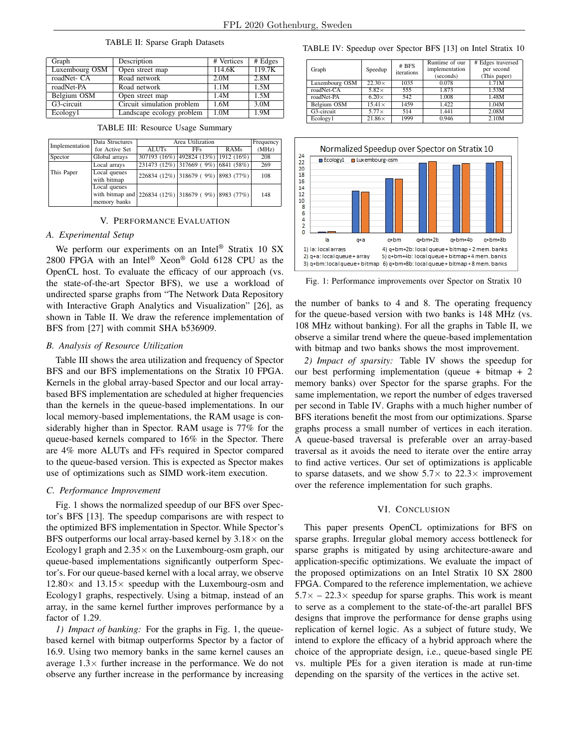TABLE II: Sparse Graph Datasets

| Graph | Description | # Vertices | # Edges |
|---|---|---|---|
| Luxembourg OSM | Open street map | 114.6K | 119.7K |
| roadNet- CA | Road network | 2.0M | 2.8M |
| roadNet-PA | Road network | 1.1M | 1.5M |
| Belgium OSM | Open street map | 1.4M | 1.5M |
| G3-circuit | Circuit simulation problem | 1.6M | 3.0M |
| Ecology1 | Landscape ecology problem | 1.0M | 1.9M |

TABLE III: Resource Usage Summary

| Implementation | Data Structures for Active Set | Area Utilization | | | Frequency (MHz) |
|---|---|---|---|---|---|
| | | ALUTs | FFs | RAMs | |
| Spector | Global arrays | 307193 (16%) | 492824 (13%) | 1912 (16%) | 208 |
| This Paper | Local arrays | 231473 (12%) | 317669 ( 9%) | 6841 (58%) | 269 |
| | Local queues with bitmap | 226834 (12%) | 318679 ( 9%) | 8983 (77%) | 108 |
| | Local queues with bitmap and memory banks | 226834 (12%) | 318679 ( 9%) | 8983 (77%) | 148 |

## V. Performance Evaluation

### A. Experimental Setup

We perform our experiments on an Intel® Stratix 10 SX 2800 FPGA with an Intel® Xeon® Gold 6128 CPU as the OpenCL host. To evaluate the efficacy of our approach (vs. the state-of-the-art Spector BFS), we use a workload of undirected sparse graphs from "The Network Data Repository with Interactive Graph Analytics and Visualization" [26], as shown in Table II. We draw the reference implementation of BFS from [27] with commit SHA b536909.

### B. Analysis of Resource Utilization

Table III shows the area utilization and frequency of Spector BFS and our BFS implementations on the Stratix 10 FPGA. Kernels in the global array-based Spector and our local array-based BFS implementation are scheduled at higher frequencies than the kernels in the queue-based implementations. In our local memory-based implementations, the RAM usage is considerably higher than in Spector. RAM usage is 77% for the queue-based kernels compared to 16% in the Spector. There are 4% more ALUTs and FFs required in Spector compared to the queue-based version. This is expected as Spector makes use of optimizations such as SIMD work-item execution.

### C. Performance Improvement

Fig. 1 shows the normalized speedup of our BFS over Spector's BFS [13]. The speedup comparisons are with respect to the optimized BFS implementation in Spector. While Spector's BFS outperforms our local array-based kernel by $3.18\times$ on the Ecology1 graph and $2.35\times$ on the Luxembourg-osm graph, our queue-based implementations significantly outperform Spector's. For our queue-based kernel with a local array, we observe $12.80\times$ and $13.15\times$ speedup with the Luxembourg-osm and Ecology1 graphs, respectively. Using a bitmap, instead of an array, in the same kernel further improves performance by a factor of 1.29.

*1) Impact of banking:* For the graphs in Fig. 1, the queue-based kernel with bitmap outperforms Spector by a factor of 16.9. Using two memory banks in the same kernel causes an average $1.3\times$ further increase in the performance. We do not observe any further increase in the performance by increasing the number of banks to 4 and 8. The operating frequency for the queue-based version with two banks is 148 MHz (vs. 108 MHz without banking). For all the graphs in Table II, we observe a similar trend where the queue-based implementation with bitmap and two banks shows the most improvement.

TABLE IV: Speedup over Spector BFS [13] on Intel Stratix 10

| Graph | Speedup | # BFS iterations | Runtime of our implementation (seconds) | # Edges traversed per second (This paper) |
|---|---|---|---|---|
| Luxembourg OSM | $22.30\times$ | 1035 | 0.078 | 1.71M |
| roadNet-CA | $5.82\times$ | 555 | 1.873 | 1.53M |
| roadNet-PA | $6.20\times$ | 542 | 1.008 | 1.48M |
| Belgium OSM | $15.41\times$ | 1459 | 1.422 | 1.04M |
| G3-circuit | $5.77\times$ | 514 | 1.441 | 2.08M |
| Ecology1 | $21.86\times$ | 1999 | 0.946 | 2.10M |

Fig. 1: Performance improvements over Spector on Stratix 10

*2) Impact of sparsity:* Table IV shows the speedup for our best performing implementation (queue + bitmap + 2 memory banks) over Spector for the sparse graphs. For the same implementation, we report the number of edges traversed per second in Table IV. Graphs with a much higher number of BFS iterations benefit the most from our optimizations. Sparse graphs process a small number of vertices in each iteration. A queue-based traversal is preferable over an array-based traversal as it avoids the need to iterate over the entire array to find active vertices. Our set of optimizations is applicable to sparse datasets, and we show $5.7\times$ to $22.3\times$ improvement over the reference implementation for such graphs.

## VI. Conclusion

This paper presents OpenCL optimizations for BFS on sparse graphs. Irregular global memory access bottleneck for sparse graphs is mitigated by using architecture-aware and application-specific optimizations. We evaluate the impact of the proposed optimizations on an Intel Stratix 10 SX 2800 FPGA. Compared to the reference implementation, we achieve $5.7\times$ – $22.3\times$ speedup for sparse graphs. This work is meant to serve as a complement to the state-of-the-art parallel BFS designs that improve the performance for dense graphs using replication of kernel logic. As a subject of future study, We intend to explore the efficacy of a hybrid approach where the choice of the appropriate design, i.e., queue-based single PE vs. multiple PEs for a given iteration is made at run-time depending on the sparsity of the vertices in the active set.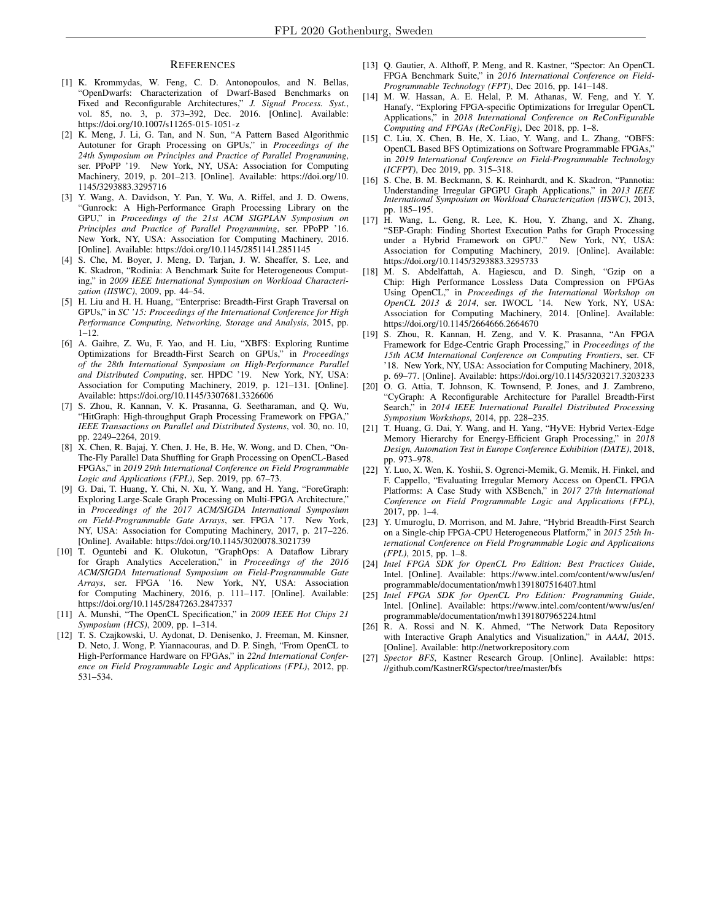## References

[1] K. Krommydas, W. Feng, C. D. Antonopoulos, and N. Bellas, "OpenDwarfs: Characterization of Dwarf-Based Benchmarks on Fixed and Reconfigurable Architectures," *J. Signal Process. Syst.*, vol. 85, no. 3, p. 373–392, Dec. 2016. [Online]. Available: https://doi.org/10.1007/s11265-015-1051-z

[2] K. Meng, J. Li, G. Tan, and N. Sun, "A Pattern Based Algorithmic Autotuner for Graph Processing on GPUs," in *Proceedings of the 24th Symposium on Principles and Practice of Parallel Programming*, ser. PPoPP '19. New York, NY, USA: Association for Computing Machinery, 2019, p. 201–213. [Online]. Available: https://doi.org/10.1145/3293883.3295716

[3] Y. Wang, A. Davidson, Y. Pan, Y. Wu, A. Riffel, and J. D. Owens, "Gunrock: A High-Performance Graph Processing Library on the GPU," in *Proceedings of the 21st ACM SIGPLAN Symposium on Principles and Practice of Parallel Programming*, ser. PPoPP '16. New York, NY, USA: Association for Computing Machinery, 2016. [Online]. Available: https://doi.org/10.1145/2851141.2851145

[4] S. Che, M. Boyer, J. Meng, D. Tarjan, J. W. Sheaffer, S. Lee, and K. Skadron, "Rodinia: A Benchmark Suite for Heterogeneous Computing," in *2009 IEEE International Symposium on Workload Characterization (IISWC)*, 2009, pp. 44–54.

[5] H. Liu and H. H. Huang, "Enterprise: Breadth-First Graph Traversal on GPUs," in *SC '15: Proceedings of the International Conference for High Performance Computing, Networking, Storage and Analysis*, 2015, pp. 1–12.

[6] A. Gaihre, Z. Wu, F. Yao, and H. Liu, "XBFS: Exploring Runtime Optimizations for Breadth-First Search on GPUs," in *Proceedings of the 28th International Symposium on High-Performance Parallel and Distributed Computing*, ser. HPDC '19. New York, NY, USA: Association for Computing Machinery, 2019, p. 121–131. [Online]. Available: https://doi.org/10.1145/3307681.3326606

[7] S. Zhou, R. Kannan, V. K. Prasanna, G. Seetharaman, and Q. Wu, "HitGraph: High-throughput Graph Processing Framework on FPGA," *IEEE Transactions on Parallel and Distributed Systems*, vol. 30, no. 10, pp. 2249–2264, 2019.

[8] X. Chen, R. Bajaj, Y. Chen, J. He, B. He, W. Wong, and D. Chen, "On-The-Fly Parallel Data Shuffling for Graph Processing on OpenCL-Based FPGAs," in *2019 29th International Conference on Field Programmable Logic and Applications (FPL)*, Sep. 2019, pp. 67–73.

[9] G. Dai, T. Huang, Y. Chi, N. Xu, Y. Wang, and H. Yang, "ForeGraph: Exploring Large-Scale Graph Processing on Multi-FPGA Architecture," in *Proceedings of the 2017 ACM/SIGDA International Symposium on Field-Programmable Gate Arrays*, ser. FPGA '17. New York, NY, USA: Association for Computing Machinery, 2017, p. 217–226. [Online]. Available: https://doi.org/10.1145/3020078.3021739

[10] T. Oguntebi and K. Olukotun, "GraphOps: A Dataflow Library for Graph Analytics Acceleration," in *Proceedings of the 2016 ACM/SIGDA International Symposium on Field-Programmable Gate Arrays*, ser. FPGA '16. New York, NY, USA: Association for Computing Machinery, 2016, p. 111–117. [Online]. Available: https://doi.org/10.1145/2847263.2847337

[11] A. Munshi, "The OpenCL Specification," in *2009 IEEE Hot Chips 21 Symposium (HCS)*, 2009, pp. 1–314.

[12] T. S. Czajkowski, U. Aydonat, D. Denisenko, J. Freeman, M. Kinsner, D. Neto, J. Wong, P. Yiannacouras, and D. P. Singh, "From OpenCL to High-Performance Hardware on FPGAs," in *22nd International Conference on Field Programmable Logic and Applications (FPL)*, 2012, pp. 531–534.

[13] Q. Gautier, A. Althoff, P. Meng, and R. Kastner, "Spector: An OpenCL FPGA Benchmark Suite," in *2016 International Conference on Field-Programmable Technology (FPT)*, Dec 2016, pp. 141–148.

[14] M. W. Hassan, A. E. Helal, P. M. Athanas, W. Feng, and Y. Y. Hanafy, "Exploring FPGA-specific Optimizations for Irregular OpenCL Applications," in *2018 International Conference on ReConFigurable Computing and FPGAs (ReConFig)*, Dec 2018, pp. 1–8.

[15] C. Liu, X. Chen, B. He, X. Liao, Y. Wang, and L. Zhang, "OBFS: OpenCL Based BFS Optimizations on Software Programmable FPGAs," in *2019 International Conference on Field-Programmable Technology (ICFPT)*, Dec 2019, pp. 315–318.

[16] S. Che, B. M. Beckmann, S. K. Reinhardt, and K. Skadron, "Pannotia: Understanding Irregular GPGPU Graph Applications," in *2013 IEEE International Symposium on Workload Characterization (IISWC)*, 2013, pp. 185–195.

[17] H. Wang, L. Geng, R. Lee, K. Hou, Y. Zhang, and X. Zhang, "SEP-Graph: Finding Shortest Execution Paths for Graph Processing under a Hybrid Framework on GPU." New York, NY, USA: Association for Computing Machinery, 2019. [Online]. Available: https://doi.org/10.1145/3293883.3295733

[18] M. S. Abdelfattah, A. Hagiescu, and D. Singh, "Gzip on a Chip: High Performance Lossless Data Compression on FPGAs Using OpenCL," in *Proceedings of the International Workshop on OpenCL 2013 & 2014*, ser. IWOCL '14. New York, NY, USA: Association for Computing Machinery, 2014. [Online]. Available: https://doi.org/10.1145/2664666.2664670

[19] S. Zhou, R. Kannan, H. Zeng, and V. K. Prasanna, "An FPGA Framework for Edge-Centric Graph Processing," in *Proceedings of the 15th ACM International Conference on Computing Frontiers*, ser. CF '18. New York, NY, USA: Association for Computing Machinery, 2018, p. 69–77. [Online]. Available: https://doi.org/10.1145/3203217.3203233

[20] O. G. Attia, T. Johnson, K. Townsend, P. Jones, and J. Zambreno, "CyGraph: A Reconfigurable Architecture for Parallel Breadth-First Search," in *2014 IEEE International Parallel Distributed Processing Symposium Workshops*, 2014, pp. 228–235.

[21] T. Huang, G. Dai, Y. Wang, and H. Yang, "HyVE: Hybrid Vertex-Edge Memory Hierarchy for Energy-Efficient Graph Processing," in *2018 Design, Automation Test in Europe Conference Exhibition (DATE)*, 2018, pp. 973–978.

[22] Y. Luo, X. Wen, K. Yoshii, S. Ogrenci-Memik, G. Memik, H. Finkel, and F. Cappello, "Evaluating Irregular Memory Access on OpenCL FPGA Platforms: A Case Study with XSBench," in *2017 27th International Conference on Field Programmable Logic and Applications (FPL)*, 2017, pp. 1–4.

[23] Y. Umuroglu, D. Morrison, and M. Jahre, "Hybrid Breadth-First Search on a Single-chip FPGA-CPU Heterogeneous Platform," in *2015 25th International Conference on Field Programmable Logic and Applications (FPL)*, 2015, pp. 1–8.

[24] *Intel FPGA SDK for OpenCL Pro Edition: Best Practices Guide*, Intel. [Online]. Available: https://www.intel.com/content/www/us/en/programmable/documentation/mwh1391807516407.html

[25] *Intel FPGA SDK for OpenCL Pro Edition: Programming Guide*, Intel. [Online]. Available: https://www.intel.com/content/www/us/en/programmable/documentation/mwh1391807965224.html

[26] R. A. Rossi and N. K. Ahmed, "The Network Data Repository with Interactive Graph Analytics and Visualization," in *AAAI*, 2015. [Online]. Available: http://networkrepository.com

[27] *Spector BFS*, Kastner Research Group. [Online]. Available: https://github.com/KastnerRG/spector/tree/master/bfs